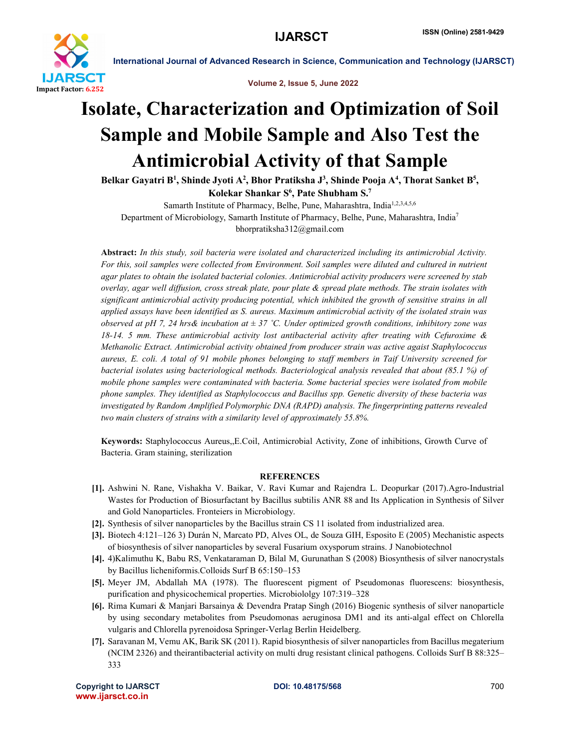# Isolate, Characterization and Optimization of Soil Sample and Mobile Sample and Also Test the Antimicrobial Activity of that Sample

**Belkar Gayatri B[1], Shinde Jyoti A[2], Bhor Pratiksha J[3], Shinde Pooja A[4], Thorat Sanket B[5], Kolekar Shankar S[6], Pate Shubham S.[7]**

Samarth Institute of Pharmacy, Belhe, Pune, Maharashtra, India[1,2,3,4,5,6]

Department of Microbiology, Samarth Institute of Pharmacy, Belhe, Pune, Maharashtra, India[7]

bhorpratiksha312@gmail.com

**Abstract:** *In this study, soil bacteria were isolated and characterized including its antimicrobial Activity. For this, soil samples were collected from Environment. Soil samples were diluted and cultured in nutrient agar plates to obtain the isolated bacterial colonies. Antimicrobial activity producers were screened by stab overlay, agar well diffusion, cross streak plate, pour plate & spread plate methods. The strain isolates with significant antimicrobial activity producing potential, which inhibited the growth of sensitive strains in all applied assays have been identified as S. aureus. Maximum antimicrobial activity of the isolated strain was observed at pH 7, 24 hrs& incubation at ± 37 ˚C. Under optimized growth conditions, inhibitory zone was 18-14. 5 mm. These antimicrobial activity lost antibacterial activity after treating with Cefuroxime & Methanolic Extract. Antimicrobial activity obtained from producer strain was active agaist Staphylococcus aureus, E. coli. A total of 91 mobile phones belonging to staff members in Taif University screened for bacterial isolates using bacteriological methods. Bacteriological analysis revealed that about (85.1 %) of mobile phone samples were contaminated with bacteria. Some bacterial species were isolated from mobile phone samples. They identified as Staphylococcus and Bacillus spp. Genetic diversity of these bacteria was investigated by Random Amplified Polymorphic DNA (RAPD) analysis. The fingerprinting patterns revealed two main clusters of strains with a similarity level of approximately 55.8%.*

**Keywords:** Staphylococcus Aureus,,E.Coil, Antimicrobial Activity, Zone of inhibitions, Growth Curve of Bacteria. Gram staining, sterilization

## REFERENCES

**[1].** Ashwini N. Rane, Vishakha V. Baikar, V. Ravi Kumar and Rajendra L. Deopurkar (2017).Agro-Industrial Wastes for Production of Biosurfactant by Bacillus subtilis ANR 88 and Its Application in Synthesis of Silver and Gold Nanoparticles. Fronteiers in Microbiology.

**[2].** Synthesis of silver nanoparticles by the Bacillus strain CS 11 isolated from industrialized area.

**[3].** Biotech 4:121–126 3) Durán N, Marcato PD, Alves OL, de Souza GIH, Esposito E (2005) Mechanistic aspects of biosynthesis of silver nanoparticles by several Fusarium oxysporum strains. J Nanobiotechnol

**[4].** 4)Kalimuthu K, Babu RS, Venkataraman D, Bilal M, Gurunathan S (2008) Biosynthesis of silver nanocrystals by Bacillus licheniformis.Colloids Surf B 65:150–153

**[5].** Meyer JM, Abdallah MA (1978). The fluorescent pigment of Pseudomonas fluorescens: biosynthesis, purification and physicochemical properties. Microbiololgy 107:319–328

**[6].** Rima Kumari & Manjari Barsainya & Devendra Pratap Singh (2016) Biogenic synthesis of silver nanoparticle by using secondary metabolites from Pseudomonas aeruginosa DM1 and its anti-algal effect on Chlorella vulgaris and Chlorella pyrenoidosa Springer-Verlag Berlin Heidelberg.

**[7].** Saravanan M, Vemu AK, Barik SK (2011). Rapid biosynthesis of silver nanoparticles from Bacillus megaterium (NCIM 2326) and theirantibacterial activity on multi drug resistant clinical pathogens. Colloids Surf B 88:325–333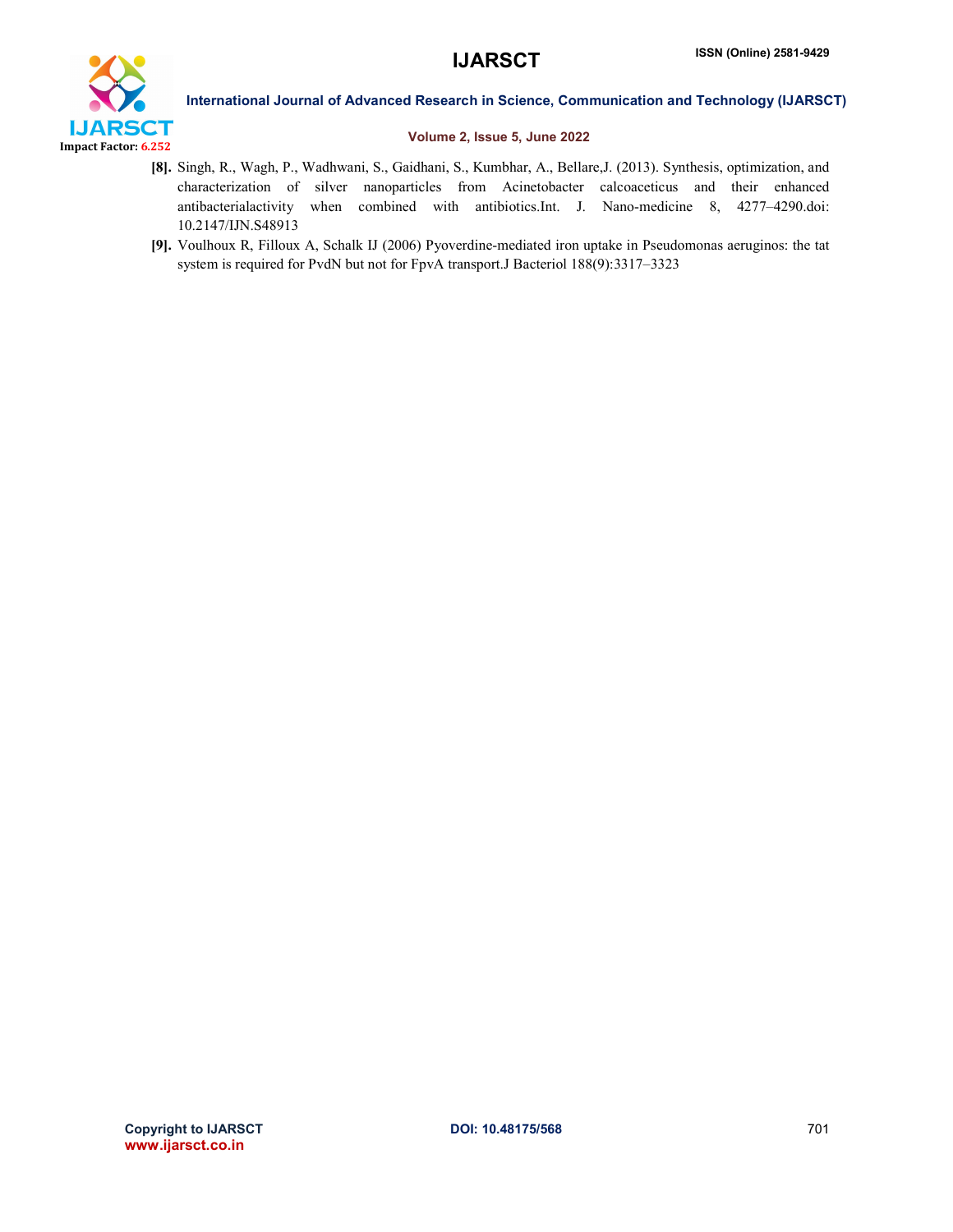[8]. Singh, R., Wagh, P., Wadhwani, S., Gaidhani, S., Kumbhar, A., Bellare,J. (2013). Synthesis, optimization, and characterization of silver nanoparticles from Acinetobacter calcoaceticus and their enhanced antibacterialactivity when combined with antibiotics.Int. J. Nano-medicine 8, 4277–4290.doi: 10.2147/IJN.S48913

[9]. Voulhoux R, Filloux A, Schalk IJ (2006) Pyoverdine-mediated iron uptake in Pseudomonas aeruginos: the tat system is required for PvdN but not for FpvA transport.J Bacteriol 188(9):3317–3323